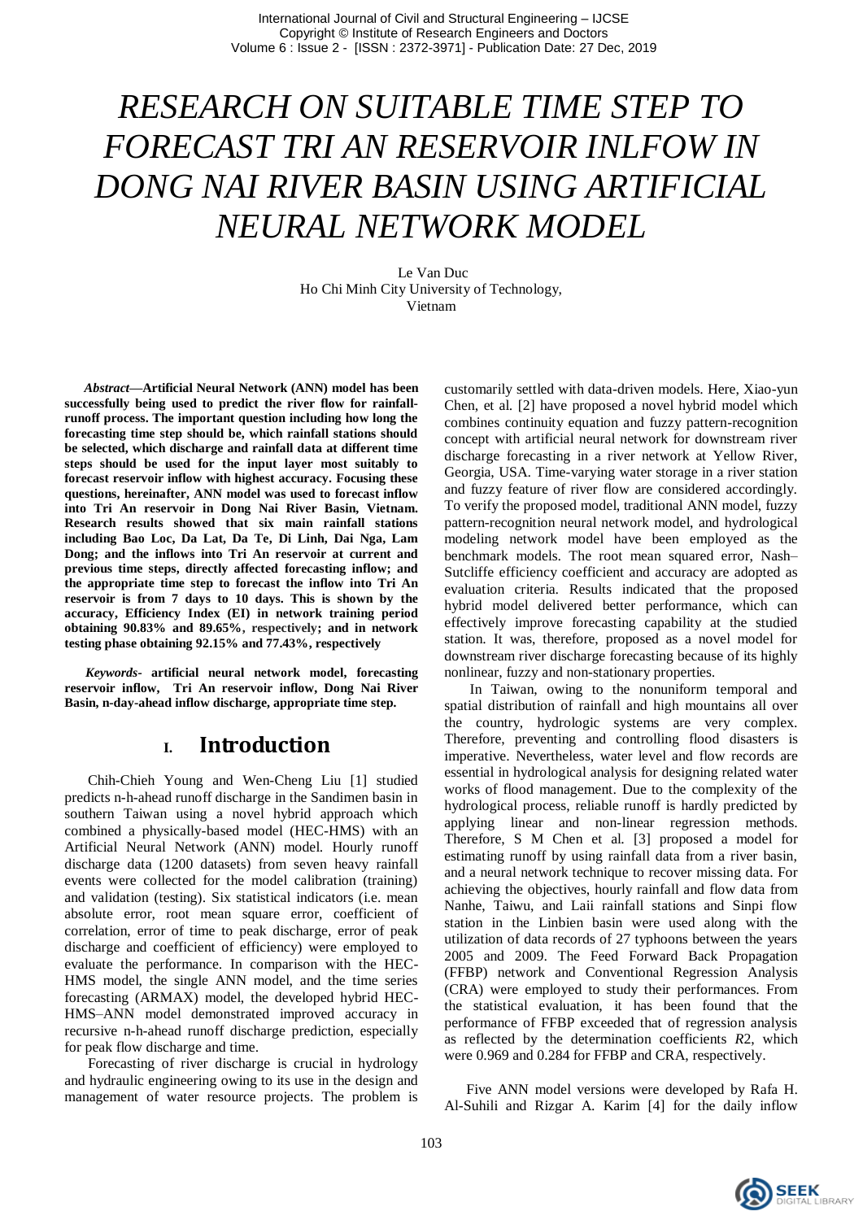# RESEARCH ON SUITABLE TIME STEP TO FORECAST TRI AN RESERVOIR INLFOW IN DONG NAI RIVER BASIN USING ARTIFICIAL NEURAL NETWORK MODEL

Le Van Duc
Ho Chi Minh City University of Technology,
Vietnam

***Abstract*—Artificial Neural Network (ANN) model has been successfully being used to predict the river flow for rainfall-runoff process. The important question including how long the forecasting time step should be, which rainfall stations should be selected, which discharge and rainfall data at different time steps should be used for the input layer most suitably to forecast reservoir inflow with highest accuracy. Focusing these questions, hereinafter, ANN model was used to forecast inflow into Tri An reservoir in Dong Nai River Basin, Vietnam. Research results showed that six main rainfall stations including Bao Loc, Da Lat, Da Te, Di Linh, Dai Nga, Lam Dong; and the inflows into Tri An reservoir at current and previous time steps, directly affected forecasting inflow; and the appropriate time step to forecast the inflow into Tri An reservoir is from 7 days to 10 days. This is shown by the accuracy, Efficiency Index (EI) in network training period obtaining 90.83% and 89.65%, respectively; and in network testing phase obtaining 92.15% and 77.43%, respectively**

***Keywords-*** **artificial neural network model, forecasting reservoir inflow, Tri An reservoir inflow, Dong Nai River Basin, n-day-ahead inflow discharge, appropriate time step.**

## I. Introduction

Chih-Chieh Young and Wen-Cheng Liu [1] studied predicts n-h-ahead runoff discharge in the Sandimen basin in southern Taiwan using a novel hybrid approach which combined a physically-based model (HEC-HMS) with an Artificial Neural Network (ANN) model. Hourly runoff discharge data (1200 datasets) from seven heavy rainfall events were collected for the model calibration (training) and validation (testing). Six statistical indicators (i.e. mean absolute error, root mean square error, coefficient of correlation, error of time to peak discharge, error of peak discharge and coefficient of efficiency) were employed to evaluate the performance. In comparison with the HEC-HMS model, the single ANN model, and the time series forecasting (ARMAX) model, the developed hybrid HEC-HMS–ANN model demonstrated improved accuracy in recursive n-h-ahead runoff discharge prediction, especially for peak flow discharge and time.

Forecasting of river discharge is crucial in hydrology and hydraulic engineering owing to its use in the design and management of water resource projects. The problem is customarily settled with data-driven models. Here, Xiao-yun Chen, et al. [2] have proposed a novel hybrid model which combines continuity equation and fuzzy pattern-recognition concept with artificial neural network for downstream river discharge forecasting in a river network at Yellow River, Georgia, USA. Time-varying water storage in a river station and fuzzy feature of river flow are considered accordingly. To verify the proposed model, traditional ANN model, fuzzy pattern-recognition neural network model, and hydrological modeling network model have been employed as the benchmark models. The root mean squared error, Nash–Sutcliffe efficiency coefficient and accuracy are adopted as evaluation criteria. Results indicated that the proposed hybrid model delivered better performance, which can effectively improve forecasting capability at the studied station. It was, therefore, proposed as a novel model for downstream river discharge forecasting because of its highly nonlinear, fuzzy and non-stationary properties.

In Taiwan, owing to the nonuniform temporal and spatial distribution of rainfall and high mountains all over the country, hydrologic systems are very complex. Therefore, preventing and controlling flood disasters is imperative. Nevertheless, water level and flow records are essential in hydrological analysis for designing related water works of flood management. Due to the complexity of the hydrological process, reliable runoff is hardly predicted by applying linear and non-linear regression methods. Therefore, S M Chen et al. [3] proposed a model for estimating runoff by using rainfall data from a river basin, and a neural network technique to recover missing data. For achieving the objectives, hourly rainfall and flow data from Nanhe, Taiwu, and Laii rainfall stations and Sinpi flow station in the Linbien basin were used along with the utilization of data records of 27 typhoons between the years 2005 and 2009. The Feed Forward Back Propagation (FFBP) network and Conventional Regression Analysis (CRA) were employed to study their performances. From the statistical evaluation, it has been found that the performance of FFBP exceeded that of regression analysis as reflected by the determination coefficients $R2$, which were 0.969 and 0.284 for FFBP and CRA, respectively.

Five ANN model versions were developed by Rafa H. Al-Suhili and Rizgar A. Karim [4] for the daily inflow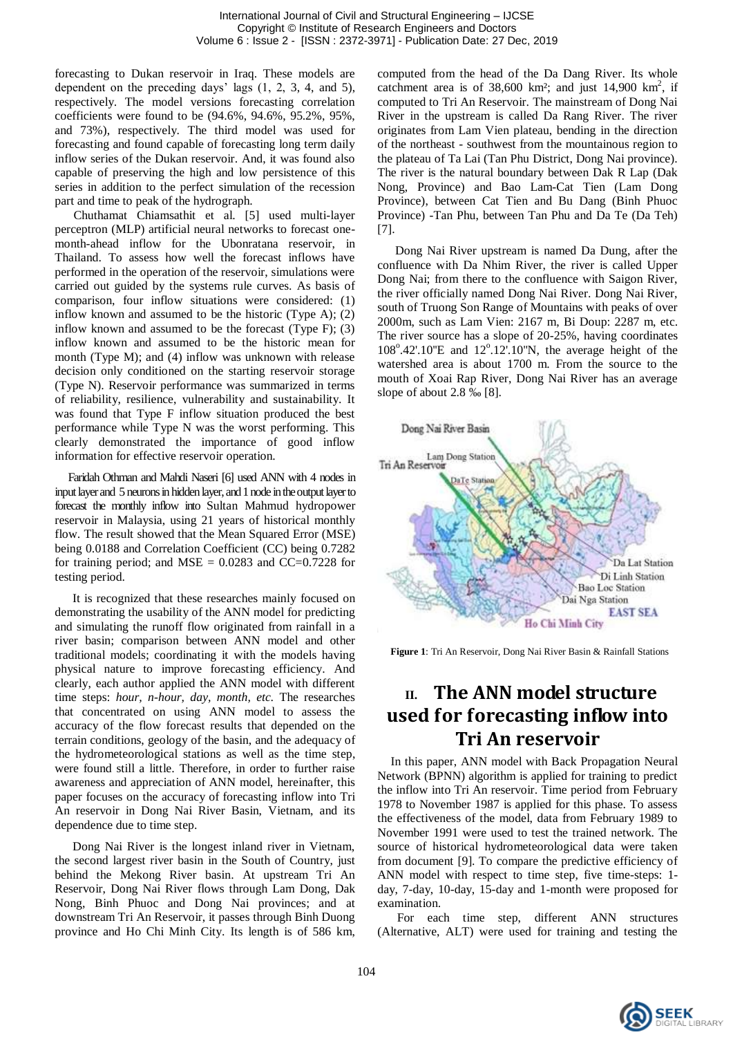forecasting to Dukan reservoir in Iraq. These models are dependent on the preceding days' lags (1, 2, 3, 4, and 5), respectively. The model versions forecasting correlation coefficients were found to be (94.6%, 94.6%, 95.2%, 95%, and 73%), respectively. The third model was used for forecasting and found capable of forecasting long term daily inflow series of the Dukan reservoir. And, it was found also capable of preserving the high and low persistence of this series in addition to the perfect simulation of the recession part and time to peak of the hydrograph.

Chuthamat Chiamsathit et al. [5] used multi-layer perceptron (MLP) artificial neural networks to forecast one-month-ahead inflow for the Ubonratana reservoir, in Thailand. To assess how well the forecast inflows have performed in the operation of the reservoir, simulations were carried out guided by the systems rule curves. As basis of comparison, four inflow situations were considered: (1) inflow known and assumed to be the historic (Type A); (2) inflow known and assumed to be the forecast (Type F); (3) inflow known and assumed to be the historic mean for month (Type M); and (4) inflow was unknown with release decision only conditioned on the starting reservoir storage (Type N). Reservoir performance was summarized in terms of reliability, resilience, vulnerability and sustainability. It was found that Type F inflow situation produced the best performance while Type N was the worst performing. This clearly demonstrated the importance of good inflow information for effective reservoir operation.

Faridah Othman and Mahdi Naseri [6] used ANN with 4 nodes in input layer and 5 neurons in hidden layer, and 1 node in the output layer to forecast the monthly inflow into Sultan Mahmud hydropower reservoir in Malaysia, using 21 years of historical monthly flow. The result showed that the Mean Squared Error (MSE) being 0.0188 and Correlation Coefficient (CC) being 0.7282 for training period; and MSE = 0.0283 and CC=0.7228 for testing period.

It is recognized that these researches mainly focused on demonstrating the usability of the ANN model for predicting and simulating the runoff flow originated from rainfall in a river basin; comparison between ANN model and other traditional models; coordinating it with the models having physical nature to improve forecasting efficiency. And clearly, each author applied the ANN model with different time steps: *hour, n-hour, day, month, etc.* The researches that concentrated on using ANN model to assess the accuracy of the flow forecast results that depended on the terrain conditions, geology of the basin, and the adequacy of the hydrometeorological stations as well as the time step, were found still a little. Therefore, in order to further raise awareness and appreciation of ANN model, hereinafter, this paper focuses on the accuracy of forecasting inflow into Tri An reservoir in Dong Nai River Basin, Vietnam, and its dependence due to time step.

Dong Nai River is the longest inland river in Vietnam, the second largest river basin in the South of Country, just behind the Mekong River basin. At upstream Tri An Reservoir, Dong Nai River flows through Lam Dong, Dak Nong, Binh Phuoc and Dong Nai provinces; and at downstream Tri An Reservoir, it passes through Binh Duong province and Ho Chi Minh City. Its length is of 586 km, computed from the head of the Da Dang River. Its whole catchment area is of 38,600 km²; and just 14,900 km$^2$, if computed to Tri An Reservoir. The mainstream of Dong Nai River in the upstream is called Da Rang River. The river originates from Lam Vien plateau, bending in the direction of the northeast - southwest from the mountainous region to the plateau of Ta Lai (Tan Phu District, Dong Nai province). The river is the natural boundary between Dak R Lap (Dak Nong, Province) and Bao Lam-Cat Tien (Lam Dong Province), between Cat Tien and Bu Dang (Binh Phuoc Province) -Tan Phu, between Tan Phu and Da Te (Da Teh) [7].

Dong Nai River upstream is named Da Dung, after the confluence with Da Nhim River, the river is called Upper Dong Nai; from there to the confluence with Saigon River, the river officially named Dong Nai River. Dong Nai River, south of Truong Son Range of Mountains with peaks of over 2000m, such as Lam Vien: 2167 m, Bi Doup: 2287 m, etc. The river source has a slope of 20-25%, having coordinates $108^{o}.42'.10''$E and $12^{o}.12'.10''$N, the average height of the watershed area is about 1700 m. From the source to the mouth of Xoai Rap River, Dong Nai River has an average slope of about 2.8 ‰ [8].

**Figure 1**: Tri An Reservoir, Dong Nai River Basin & Rainfall Stations

## II. The ANN model structure used for forecasting inflow into Tri An reservoir

In this paper, ANN model with Back Propagation Neural Network (BPNN) algorithm is applied for training to predict the inflow into Tri An reservoir. Time period from February 1978 to November 1987 is applied for this phase. To assess the effectiveness of the model, data from February 1989 to November 1991 were used to test the trained network. The source of historical hydrometeorological data were taken from document [9]. To compare the predictive efficiency of ANN model with respect to time step, five time-steps: 1-day, 7-day, 10-day, 15-day and 1-month were proposed for examination.

For each time step, different ANN structures (Alternative, ALT) were used for training and testing the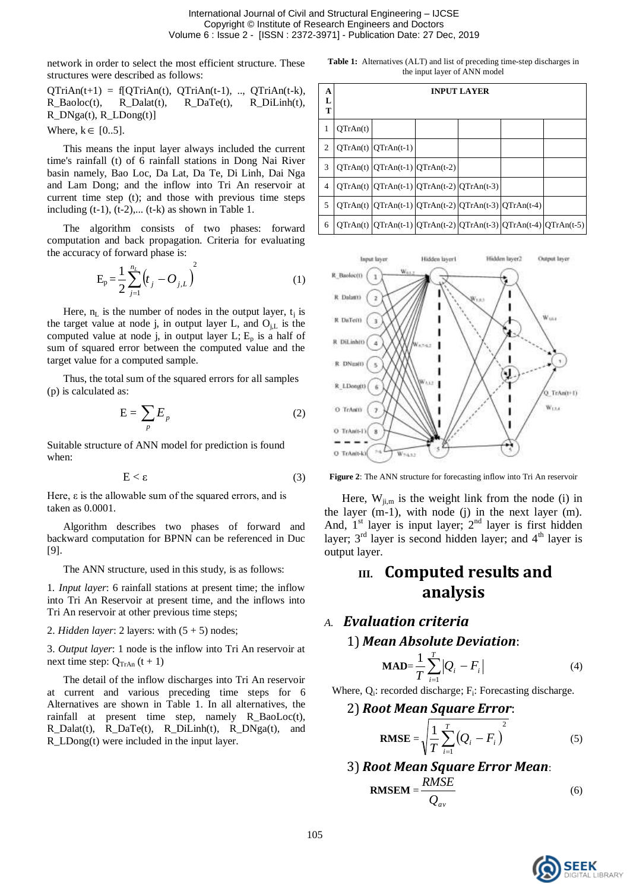network in order to select the most efficient structure. These structures were described as follows:

QTriAn(t+1) = f[QTriAn(t), QTriAn(t-1), .., QTriAn(t-k), R_Baoloc(t), R_Dalat(t), R_DaTe(t), R_DiLinh(t), R_DNga(t), R_LDong(t)]

Where, $k \in [0..5]$.

This means the input layer always included the current time's rainfall (t) of 6 rainfall stations in Dong Nai River basin namely, Bao Loc, Da Lat, Da Te, Di Linh, Dai Nga and Lam Dong; and the inflow into Tri An reservoir at current time step (t); and those with previous time steps including (t-1), (t-2),... (t-k) as shown in Table 1.

The algorithm consists of two phases: forward computation and back propagation. Criteria for evaluating the accuracy of forward phase is:

$$E_p = \frac{1}{2}\sum_{j=1}^{n_L}\left(t_j - O_{j,L}\right)^2 \tag{1}$$

Here, $n_L$ is the number of nodes in the output layer, $t_j$ is the target value at node j, in output layer L, and $O_{j,L}$ is the computed value at node j, in output layer L; $E_p$ is a half of sum of squared error between the computed value and the target value for a computed sample.

Thus, the total sum of the squared errors for all samples (p) is calculated as:

$$E = \sum_p E_p \tag{2}$$

Suitable structure of ANN model for prediction is found when:

$$E < \varepsilon \tag{3}$$

Here, ε is the allowable sum of the squared errors, and is taken as 0.0001.

Algorithm describes two phases of forward and backward computation for BPNN can be referenced in Duc [9].

The ANN structure, used in this study, is as follows:

1. *Input layer*: 6 rainfall stations at present time; the inflow into Tri An Reservoir at present time, and the inflows into Tri An reservoir at other previous time steps;

2. *Hidden layer*: 2 layers: with (5 + 5) nodes;

3. *Output layer*: 1 node is the inflow into Tri An reservoir at next time step: $Q_{TrAn}$ (t + 1)

The detail of the inflow discharges into Tri An reservoir at current and various preceding time steps for 6 Alternatives are shown in Table 1. In all alternatives, the rainfall at present time step, namely R_BaoLoc(t), R_Dalat(t), R_DaTe(t), R_DiLinh(t), R_DNga(t), and R_LDong(t) were included in the input layer.

**Table 1:** Alternatives (ALT) and list of preceding time-step discharges in the input layer of ANN model

| ALT | INPUT LAYER | | | | | |
|---|---|---|---|---|---|---|
| 1 | QTrAn(t) | | | | | |
| 2 | QTrAn(t) | QTrAn(t-1) | | | | |
| 3 | QTrAn(t) | QTrAn(t-1) | QTrAn(t-2) | | | |
| 4 | QTrAn(t) | QTrAn(t-1) | QTrAn(t-2) | QTrAn(t-3) | | |
| 5 | QTrAn(t) | QTrAn(t-1) | QTrAn(t-2) | QTrAn(t-3) | QTrAn(t-4) | |
| 6 | QTrAn(t) | QTrAn(t-1) | QTrAn(t-2) | QTrAn(t-3) | QTrAn(t-4) | QTrAn(t-5) |

**Figure 2**: The ANN structure for forecasting inflow into Tri An reservoir

Here, $W_{ji,m}$ is the weight link from the node (i) in the layer (m-1), with node (j) in the next layer (m). And, 1[st] layer is input layer; 2[nd] layer is first hidden layer; 3[rd] layer is second hidden layer; and 4[th] layer is output layer.

## III. Computed results and analysis

### A. Evaluation criteria

#### 1) Mean Absolute Deviation:

$$\textbf{MAD} = \frac{1}{T}\sum_{i=1}^{T}\left|Q_i - F_i\right| \tag{4}$$

Where, $Q_i$: recorded discharge; $F_i$: Forecasting discharge.

#### 2) Root Mean Square Error:

$$\textbf{RMSE} = \sqrt{\frac{1}{T}\sum_{i=1}^{T}\left(Q_i - F_i\right)^2} \tag{5}$$

#### 3) Root Mean Square Error Mean:

$$\textbf{RMSEM} = \frac{RMSE}{Q_{av}} \tag{6}$$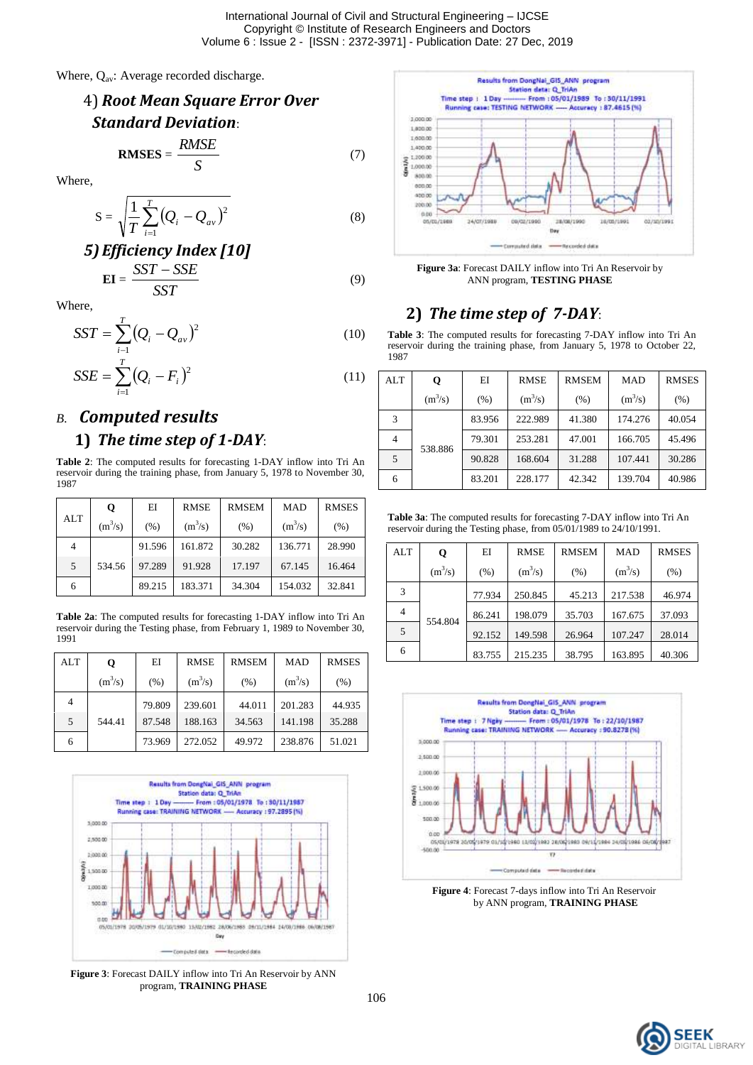Where, $Q_{av}$: Average recorded discharge.

### 4) *Root Mean Square Error Over Standard Deviation*:

$$\textbf{RMSES} = \frac{RMSE}{S} \tag{7}$$

Where,

$$S = \sqrt{\frac{1}{T}\sum_{i=1}^{T}(Q_i - Q_{av})^2} \tag{8}$$

### 5) *Efficiency Index [10]*

$$\textbf{EI} = \frac{SST - SSE}{SST} \tag{9}$$

Where,

$$SST = \sum_{i=1}^{T}(Q_i - Q_{av})^2 \tag{10}$$

$$SSE = \sum_{i=1}^{T}(Q_i - F_i)^2 \tag{11}$$

## B. *Computed results*

### 1) *The time step of 1-DAY*:

**Table 2**: The computed results for forecasting 1-DAY inflow into Tri An reservoir during the training phase, from January 5, 1978 to November 30, 1987

| ALT | Q ($m^3/s$) | EI (%) | RMSE ($m^3/s$) | RMSEM (%) | MAD ($m^3/s$) | RMSES (%) |
|---|---|---|---|---|---|---|
| 4 | 534.56 | 91.596 | 161.872 | 30.282 | 136.771 | 28.990 |
| 5 | | 97.289 | 91.928 | 17.197 | 67.145 | 16.464 |
| 6 | | 89.215 | 183.371 | 34.304 | 154.032 | 32.841 |

**Table 2a**: The computed results for forecasting 1-DAY inflow into Tri An reservoir during the Testing phase, from February 1, 1989 to November 30, 1991

| ALT | Q ($m^3/s$) | EI (%) | RMSE ($m^3/s$) | RMSEM (%) | MAD ($m^3/s$) | RMSES (%) |
|---|---|---|---|---|---|---|
| 4 | 544.41 | 79.809 | 239.601 | 44.011 | 201.283 | 44.935 |
| 5 | | 87.548 | 188.163 | 34.563 | 141.198 | 35.288 |
| 6 | | 73.969 | 272.052 | 49.972 | 238.876 | 51.021 |

**Figure 3**: Forecast DAILY inflow into Tri An Reservoir by ANN program, **TRAINING PHASE**

**Figure 3a**: Forecast DAILY inflow into Tri An Reservoir by ANN program, **TESTING PHASE**

### 2) *The time step of 7-DAY*:

**Table 3**: The computed results for forecasting 7-DAY inflow into Tri An reservoir during the training phase, from January 5, 1978 to October 22, 1987

| ALT | Q ($m^3/s$) | EI (%) | RMSE ($m^3/s$) | RMSEM (%) | MAD ($m^3/s$) | RMSES (%) |
|---|---|---|---|---|---|---|
| 3 | 538.886 | 83.956 | 222.989 | 41.380 | 174.276 | 40.054 |
| 4 | | 79.301 | 253.281 | 47.001 | 166.705 | 45.496 |
| 5 | | 90.828 | 168.604 | 31.288 | 107.441 | 30.286 |
| 6 | | 83.201 | 228.177 | 42.342 | 139.704 | 40.986 |

**Table 3a**: The computed results for forecasting 7-DAY inflow into Tri An reservoir during the Testing phase, from 05/01/1989 to 24/10/1991.

| ALT | Q ($m^3/s$) | EI (%) | RMSE ($m^3/s$) | RMSEM (%) | MAD ($m^3/s$) | RMSES (%) |
|---|---|---|---|---|---|---|
| 3 | 554.804 | 77.934 | 250.845 | 45.213 | 217.538 | 46.974 |
| 4 | | 86.241 | 198.079 | 35.703 | 167.675 | 37.093 |
| 5 | | 92.152 | 149.598 | 26.964 | 107.247 | 28.014 |
| 6 | | 83.755 | 215.235 | 38.795 | 163.895 | 40.306 |

**Figure 4**: Forecast 7-days inflow into Tri An Reservoir by ANN program, **TRAINING PHASE**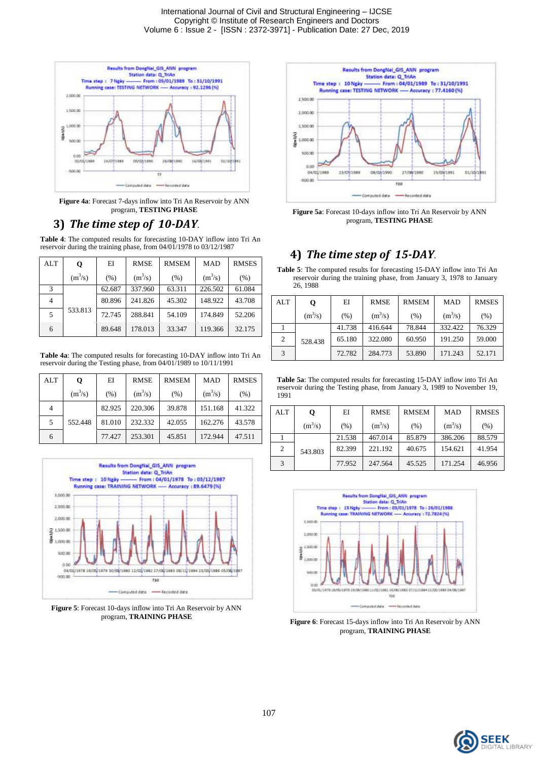Figure 4a: Forecast 7-days inflow into Tri An Reservoir by ANN program, **TESTING PHASE**

## 3) *The time step of 10-DAY*.

**Table 4**: The computed results for forecasting 10-DAY inflow into Tri An reservoir during the training phase, from 04/01/1978 to 03/12/1987

| ALT | Q ($m^3/s$) | EI (%) | RMSE ($m^3/s$) | RMSEM (%) | MAD ($m^3/s$) | RMSES (%) |
|---|---|---|---|---|---|---|
| 3 | 533.813 | 62.687 | 337.960 | 63.311 | 226.502 | 61.084 |
| 4 | | 80.896 | 241.826 | 45.302 | 148.922 | 43.708 |
| 5 | | 72.745 | 288.841 | 54.109 | 174.849 | 52.206 |
| 6 | | 89.648 | 178.013 | 33.347 | 119.366 | 32.175 |

**Table 4a**: The computed results for forecasting 10-DAY inflow into Tri An reservoir during the Testing phase, from 04/01/1989 to 10/11/1991

| ALT | Q ($m^3/s$) | EI (%) | RMSE ($m^3/s$) | RMSEM (%) | MAD ($m^3/s$) | RMSES (%) |
|---|---|---|---|---|---|---|
| 4 | 552.448 | 82.925 | 220.306 | 39.878 | 151.168 | 41.322 |
| 5 | | 81.010 | 232.332 | 42.055 | 162.276 | 43.578 |
| 6 | | 77.427 | 253.301 | 45.851 | 172.944 | 47.511 |

**Figure 5**: Forecast 10-days inflow into Tri An Reservoir by ANN program, **TRAINING PHASE**

**Figure 5a**: Forecast 10-days inflow into Tri An Reservoir by ANN program, **TESTING PHASE**

## 4) *The time step of 15-DAY*.

**Table 5**: The computed results for forecasting 15-DAY inflow into Tri An reservoir during the training phase, from January 3, 1978 to January 26, 1988

| ALT | Q ($m^3/s$) | EI (%) | RMSE ($m^3/s$) | RMSEM (%) | MAD ($m^3/s$) | RMSES (%) |
|---|---|---|---|---|---|---|
| 1 | 528.438 | 41.738 | 416.644 | 78.844 | 332.422 | 76.329 |
| 2 | | 65.180 | 322.080 | 60.950 | 191.250 | 59.000 |
| 3 | | 72.782 | 284.773 | 53.890 | 171.243 | 52.171 |

**Table 5a**: The computed results for forecasting 15-DAY inflow into Tri An reservoir during the Testing phase, from January 3, 1989 to November 19, 1991

| ALT | Q ($m^3/s$) | EI (%) | RMSE ($m^3/s$) | RMSEM (%) | MAD ($m^3/s$) | RMSES (%) |
|---|---|---|---|---|---|---|
| 1 | 543.803 | 21.538 | 467.014 | 85.879 | 386.206 | 88.579 |
| 2 | | 82.399 | 221.192 | 40.675 | 154.621 | 41.954 |
| 3 | | 77.952 | 247.564 | 45.525 | 171.254 | 46.956 |

**Figure 6**: Forecast 15-days inflow into Tri An Reservoir by ANN program, **TRAINING PHASE**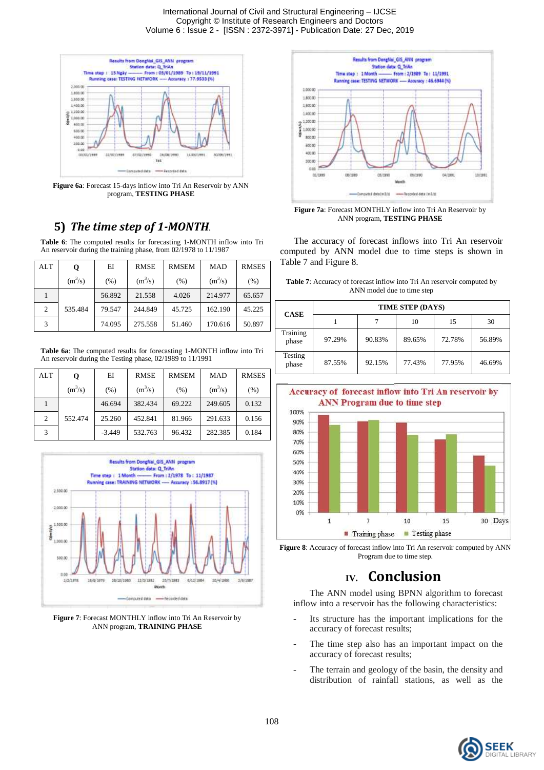Figure 6a: Forecast 15-days inflow into Tri An Reservoir by ANN program, **TESTING PHASE**

## 5) *The time step of 1-MONTH.*

**Table 6**: The computed results for forecasting 1-MONTH inflow into Tri An reservoir during the training phase, from 02/1978 to 11/1987

| ALT | Q ($m^3/s$) | EI (%) | RMSE ($m^3/s$) | RMSEM (%) | MAD ($m^3/s$) | RMSES (%) |
|---|---|---|---|---|---|---|
| 1 | 535.484 | 56.892 | 21.558 | 4.026 | 214.977 | 65.657 |
| 2 | | 79.547 | 244.849 | 45.725 | 162.190 | 45.225 |
| 3 | | 74.095 | 275.558 | 51.460 | 170.616 | 50.897 |

**Table 6a**: The computed results for forecasting 1-MONTH inflow into Tri An reservoir during the Testing phase, 02/1989 to 11/1991

| ALT | Q ($m^3/s$) | EI (%) | RMSE ($m^3/s$) | RMSEM (%) | MAD ($m^3/s$) | RMSES (%) |
|---|---|---|---|---|---|---|
| 1 | 552.474 | 46.694 | 382.434 | 69.222 | 249.605 | 0.132 |
| 2 | | 25.260 | 452.841 | 81.966 | 291.633 | 0.156 |
| 3 | | -3.449 | 532.763 | 96.432 | 282.385 | 0.184 |

**Figure 7**: Forecast MONTHLY inflow into Tri An Reservoir by ANN program, **TRAINING PHASE**

**Figure 7a**: Forecast MONTHLY inflow into Tri An Reservoir by ANN program, **TESTING PHASE**

The accuracy of forecast inflows into Tri An reservoir computed by ANN model due to time steps is shown in Table 7 and Figure 8.

**Table 7**: Accuracy of forecast inflow into Tri An reservoir computed by ANN model due to time step

| CASE | TIME STEP (DAYS) | | | | |
|---|---|---|---|---|---|
| | 1 | 7 | 10 | 15 | 30 |
| Training phase | 97.29% | 90.83% | 89.65% | 72.78% | 56.89% |
| Testing phase | 87.55% | 92.15% | 77.43% | 77.95% | 46.69% |

**Figure 8**: Accuracy of forecast inflow into Tri An reservoir computed by ANN Program due to time step.

## IV. Conclusion

The ANN model using BPNN algorithm to forecast inflow into a reservoir has the following characteristics:

- Its structure has the important implications for the accuracy of forecast results;
- The time step also has an important impact on the accuracy of forecast results;
- The terrain and geology of the basin, the density and distribution of rainfall stations, as well as the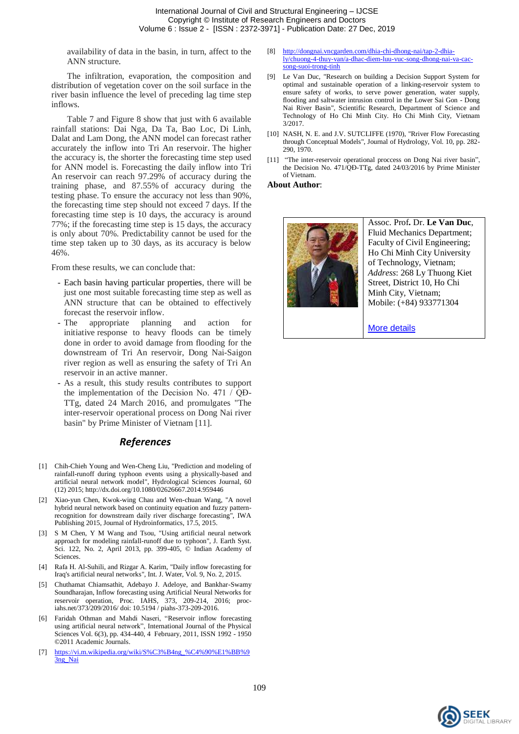availability of data in the basin, in turn, affect to the ANN structure.

The infiltration, evaporation, the composition and distribution of vegetation cover on the soil surface in the river basin influence the level of preceding lag time step inflows.

Table 7 and Figure 8 show that just with 6 available rainfall stations: Dai Nga, Da Ta, Bao Loc, Di Linh, Dalat and Lam Dong, the ANN model can forecast rather accurately the inflow into Tri An reservoir. The higher the accuracy is, the shorter the forecasting time step used for ANN model is. Forecasting the daily inflow into Tri An reservoir can reach 97.29% of accuracy during the training phase, and 87.55% of accuracy during the testing phase. To ensure the accuracy not less than 90%, the forecasting time step should not exceed 7 days. If the forecasting time step is 10 days, the accuracy is around 77%; if the forecasting time step is 15 days, the accuracy is only about 70%. Predictability cannot be used for the time step taken up to 30 days, as its accuracy is below 46%.

From these results, we can conclude that:

- Each basin having particular properties, there will be just one most suitable forecasting time step as well as ANN structure that can be obtained to effectively forecast the reservoir inflow.
- The appropriate planning and action for initiative response to heavy floods can be timely done in order to avoid damage from flooding for the downstream of Tri An reservoir, Dong Nai-Saigon river region as well as ensuring the safety of Tri An reservoir in an active manner.
- As a result, this study results contributes to support the implementation of the Decision No. 471 / QĐ-TTg, dated 24 March 2016, and promulgates "The inter-reservoir operational process on Dong Nai river basin" by Prime Minister of Vietnam [11].

## References

[1] Chih-Chieh Young and Wen-Cheng Liu, "Prediction and modeling of rainfall-runoff during typhoon events using a physically-based and artificial neural network model", Hydrological Sciences Journal, 60 (12) 2015; http://dx.doi.org/10.1080/02626667.2014.959446

[2] Xiao-yun Chen, Kwok-wing Chau and Wen-chuan Wang, "A novel hybrid neural network based on continuity equation and fuzzy pattern-recognition for downstream daily river discharge forecasting", IWA Publishing 2015, Journal of Hydroinformatics, 17.5, 2015.

[3] S M Chen, Y M Wang and Tsou, "Using artificial neural network approach for modeling rainfall-runoff due to typhoon", J. Earth Syst. Sci. 122, No. 2, April 2013, pp. 399-405, © Indian Academy of Sciences.

[4] Rafa H. Al-Suhili, and Rizgar A. Karim, "Daily inflow forecasting for Iraq's artificial neural networks", Int. J. Water, Vol. 9, No. 2, 2015.

[5] Chuthamat Chiamsathit, Adebayo J. Adeloye, and Bankhar-Swamy Soundharajan, Inflow forecasting using Artificial Neural Networks for reservoir operation, Proc. IAHS, 373, 209-214, 2016; proc-iahs.net/373/209/2016/ doi: 10.5194 / piahs-373-209-2016.

[6] Faridah Othman and Mahdi Naseri, "Reservoir inflow forecasting using artificial neural network", International Journal of the Physical Sciences Vol. 6(3), pp. 434-440, 4 February, 2011, ISSN 1992 - 1950 ©2011 Academic Journals.

[7] https://vi.m.wikipedia.org/wiki/S%C3%B4ng_%C4%90%E1%BB%93ng_Nai

[8] http://dongnai.vncgarden.com/dhia-chi-dhong-nai/tap-2-dhia-ly/chuong-4-thuy-van/a-dhac-diem-luu-vuc-song-dhong-nai-va-cac-song-suoi-trong-tinh

[9] Le Van Duc, "Research on building a Decision Support System for optimal and sustainable operation of a linking-reservoir system to ensure safety of works, to serve power generation, water supply, flooding and saltwater intrusion control in the Lower Sai Gon - Dong Nai River Basin", Scientific Research, Department of Science and Technology of Ho Chi Minh City. Ho Chi Minh City, Vietnam 3/2017.

[10] NASH, N. E. and J.V. SUTCLIFFE (1970), "Rriver Flow Forecasting through Conceptual Models", Journal of Hydrology, Vol. 10, pp. 282-290, 1970.

[11] "The inter-reservoir operational proccess on Dong Nai river basin", the Decision No. 471/QĐ-TTg, dated 24/03/2016 by Prime Minister of Vietnam.

**About Author**:

Assoc. Prof**.** Dr. **Le Van Duc**, Fluid Mechanics Department; Faculty of Civil Engineering; Ho Chi Minh City University of Technology, Vietnam; *Address*: 268 Ly Thuong Kiet Street, District 10, Ho Chi Minh City, Vietnam; Mobile: (+84) 933771304

More details